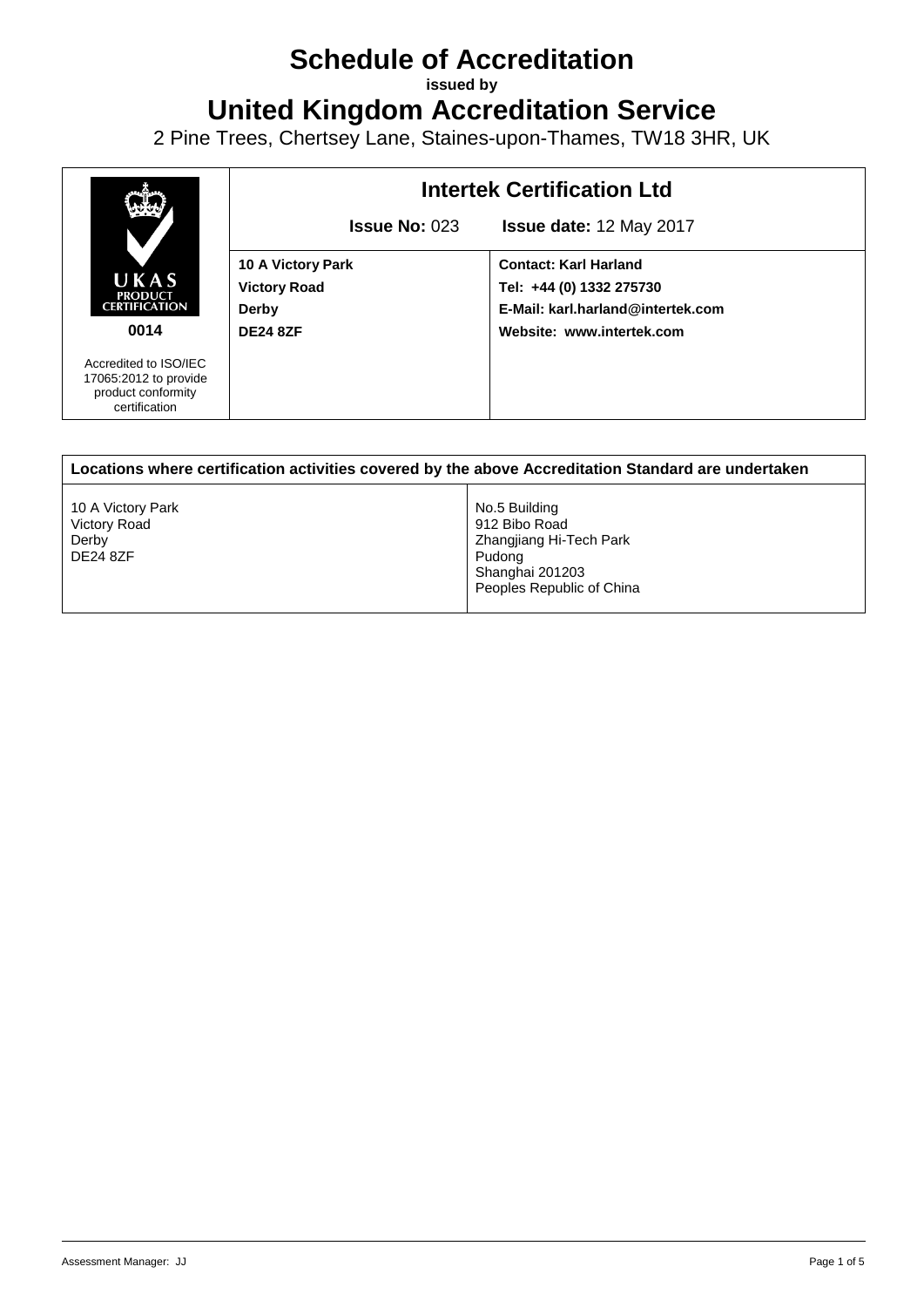# Schedule of Accreditation

**issued by**

# United Kingdom Accreditation Service

2 Pine Trees, Chertsey Lane, Staines-upon-Thames, TW18 3HR, UK

| UKAS PRODUCT CERTIFICATION 0014 | **Intertek Certification Ltd** | |
|---|---|---|
| | **Issue No:** 023 | **Issue date:** 12 May 2017 |
| Accredited to ISO/IEC 17065:2012 to provide product conformity certification | **10 A Victory Park**<br>**Victory Road**<br>**Derby**<br>**DE24 8ZF** | **Contact: Karl Harland**<br>**Tel: +44 (0) 1332 275730**<br>**E-Mail: karl.harland@intertek.com**<br>**Website: www.intertek.com** |

| **Locations where certification activities covered by the above Accreditation Standard are undertaken** | |
|---|---|
| 10 A Victory Park<br>Victory Road<br>Derby<br>DE24 8ZF | No.5 Building<br>912 Bibo Road<br>Zhangjiang Hi-Tech Park<br>Pudong<br>Shanghai 201203<br>Peoples Republic of China |

Assessment Manager: JJ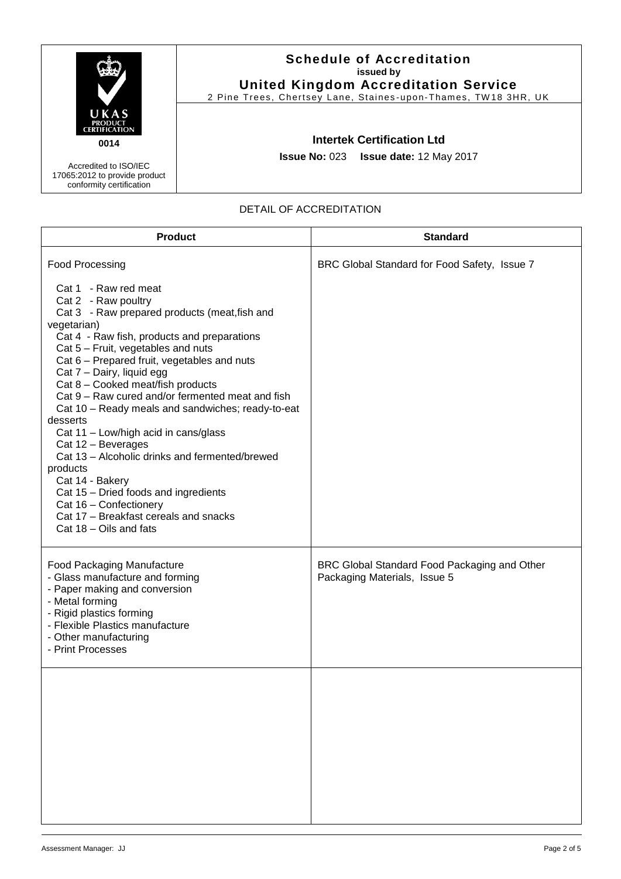| | **Schedule of Accreditation**<br>**issued by**<br>**United Kingdom Accreditation Service**<br>2 Pine Trees, Chertsey Lane, Staines-upon-Thames, TW18 3HR, UK |
|---|---|
| UKAS PRODUCT CERTIFICATION<br>**0014**<br>Accredited to ISO/IEC 17065:2012 to provide product conformity certification | **Intertek Certification Ltd**<br>**Issue No:** 023 **Issue date:** 12 May 2017 |

DETAIL OF ACCREDITATION

| **Product** | **Standard** |
|---|---|
| Food Processing<br><br>Cat 1 - Raw red meat<br>Cat 2 - Raw poultry<br>Cat 3 - Raw prepared products (meat,fish and vegetarian)<br>Cat 4 - Raw fish, products and preparations<br>Cat 5 – Fruit, vegetables and nuts<br>Cat 6 – Prepared fruit, vegetables and nuts<br>Cat 7 – Dairy, liquid egg<br>Cat 8 – Cooked meat/fish products<br>Cat 9 – Raw cured and/or fermented meat and fish<br>Cat 10 – Ready meals and sandwiches; ready-to-eat desserts<br>Cat 11 – Low/high acid in cans/glass<br>Cat 12 – Beverages<br>Cat 13 – Alcoholic drinks and fermented/brewed products<br>Cat 14 - Bakery<br>Cat 15 – Dried foods and ingredients<br>Cat 16 – Confectionery<br>Cat 17 – Breakfast cereals and snacks<br>Cat 18 – Oils and fats | BRC Global Standard for Food Safety, Issue 7 |
| Food Packaging Manufacture<br>- Glass manufacture and forming<br>- Paper making and conversion<br>- Metal forming<br>- Rigid plastics forming<br>- Flexible Plastics manufacture<br>- Other manufacturing<br>- Print Processes | BRC Global Standard Food Packaging and Other Packaging Materials, Issue 5 |
| | |

Assessment Manager: JJ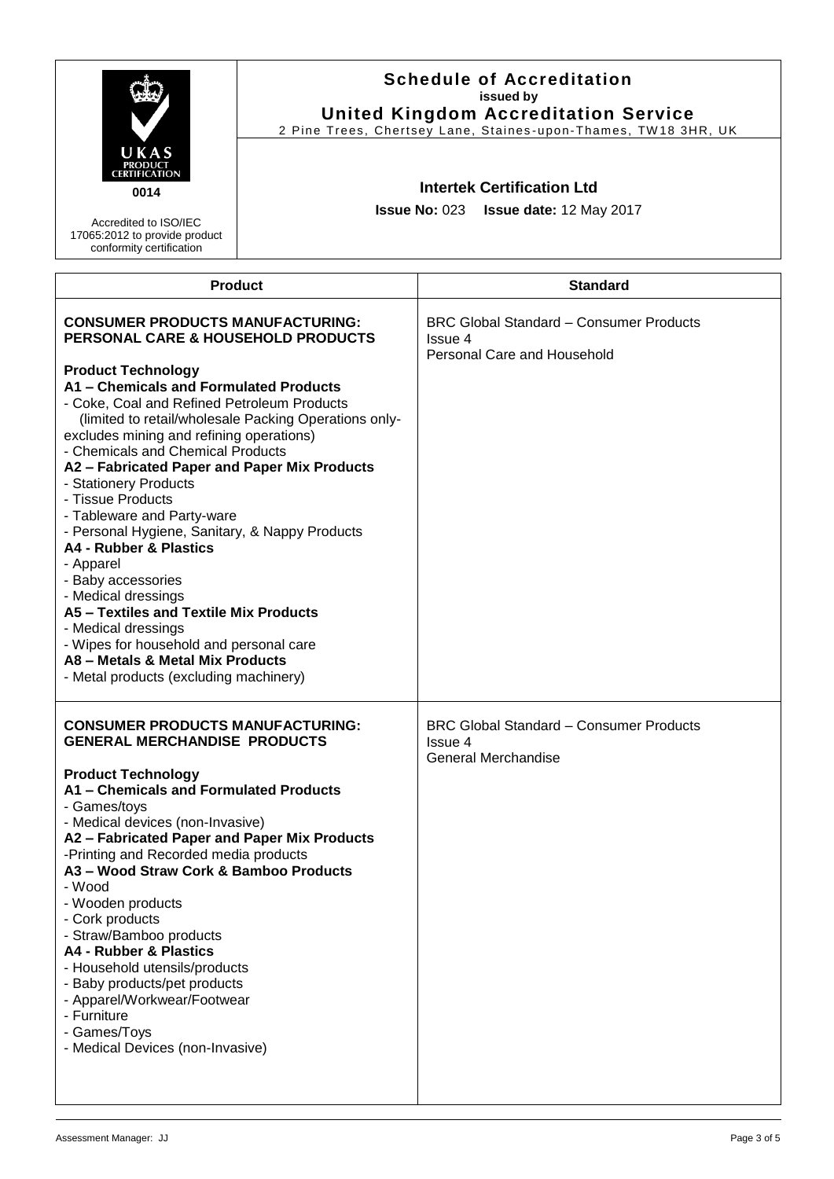# Schedule of Accreditation

**issued by**

**United Kingdom Accreditation Service**

2 Pine Trees, Chertsey Lane, Staines-upon-Thames, TW18 3HR, UK

0014

Accredited to ISO/IEC 17065:2012 to provide product conformity certification

**Intertek Certification Ltd**

**Issue No:** 023 **Issue date:** 12 May 2017

| Product | Standard |
|---|---|
| **CONSUMER PRODUCTS MANUFACTURING: PERSONAL CARE & HOUSEHOLD PRODUCTS**<br><br>**Product Technology**<br>**A1 – Chemicals and Formulated Products**<br>- Coke, Coal and Refined Petroleum Products (limited to retail/wholesale Packing Operations only-excludes mining and refining operations)<br>- Chemicals and Chemical Products<br>**A2 – Fabricated Paper and Paper Mix Products**<br>- Stationery Products<br>- Tissue Products<br>- Tableware and Party-ware<br>- Personal Hygiene, Sanitary, & Nappy Products<br>**A4 - Rubber & Plastics**<br>- Apparel<br>- Baby accessories<br>- Medical dressings<br>**A5 – Textiles and Textile Mix Products**<br>- Medical dressings<br>- Wipes for household and personal care<br>**A8 – Metals & Metal Mix Products**<br>- Metal products (excluding machinery) | BRC Global Standard – Consumer Products Issue 4<br>Personal Care and Household |
| **CONSUMER PRODUCTS MANUFACTURING: GENERAL MERCHANDISE PRODUCTS**<br><br>**Product Technology**<br>**A1 – Chemicals and Formulated Products**<br>- Games/toys<br>- Medical devices (non-Invasive)<br>**A2 – Fabricated Paper and Paper Mix Products**<br>-Printing and Recorded media products<br>**A3 – Wood Straw Cork & Bamboo Products**<br>- Wood<br>- Wooden products<br>- Cork products<br>- Straw/Bamboo products<br>**A4 - Rubber & Plastics**<br>- Household utensils/products<br>- Baby products/pet products<br>- Apparel/Workwear/Footwear<br>- Furniture<br>- Games/Toys<br>- Medical Devices (non-Invasive) | BRC Global Standard – Consumer Products Issue 4<br>General Merchandise |

Assessment Manager: JJ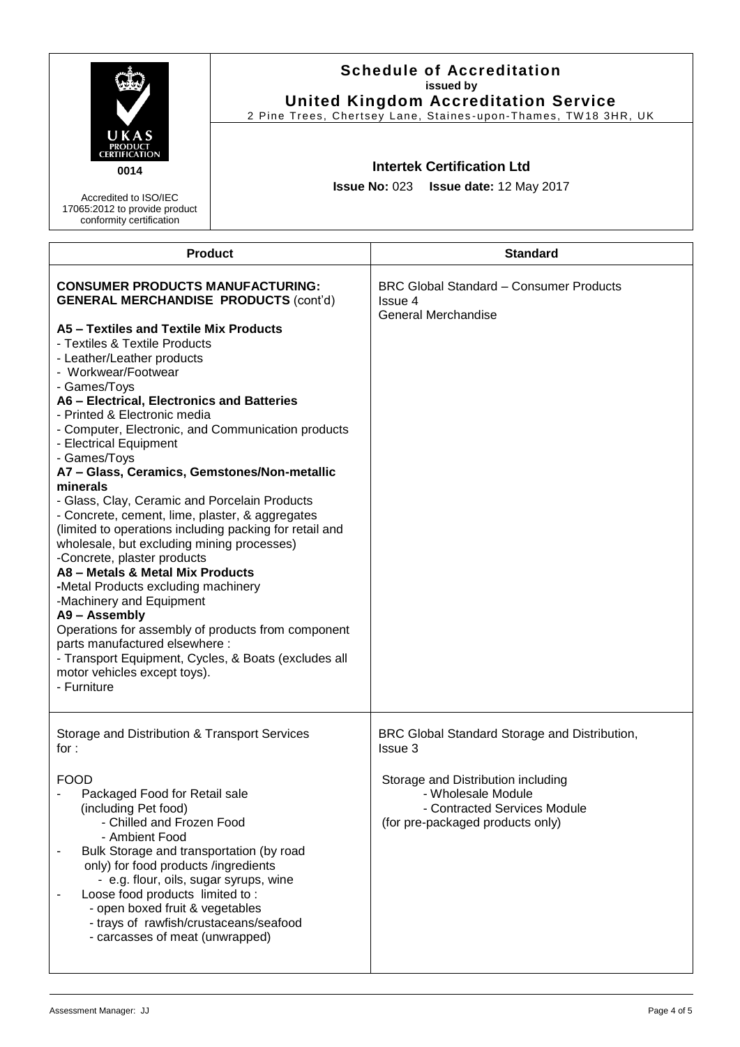**Schedule of Accreditation**
**issued by**
**United Kingdom Accreditation Service**
2 Pine Trees, Chertsey Lane, Staines-upon-Thames, TW18 3HR, UK

UKAS PRODUCT CERTIFICATION
**0014**

Accredited to ISO/IEC 17065:2012 to provide product conformity certification

**Intertek Certification Ltd**

**Issue No:** 023 **Issue date:** 12 May 2017

| Product | Standard |
|---|---|
| **CONSUMER PRODUCTS MANUFACTURING: GENERAL MERCHANDISE PRODUCTS** (cont'd)<br><br>**A5 – Textiles and Textile Mix Products**<br>- Textiles & Textile Products<br>- Leather/Leather products<br>- Workwear/Footwear<br>- Games/Toys<br>**A6 – Electrical, Electronics and Batteries**<br>- Printed & Electronic media<br>- Computer, Electronic, and Communication products<br>- Electrical Equipment<br>- Games/Toys<br>**A7 – Glass, Ceramics, Gemstones/Non-metallic minerals**<br>- Glass, Clay, Ceramic and Porcelain Products<br>- Concrete, cement, lime, plaster, & aggregates (limited to operations including packing for retail and wholesale, but excluding mining processes)<br>-Concrete, plaster products<br>**A8 – Metals & Metal Mix Products**<br>-Metal Products excluding machinery<br>-Machinery and Equipment<br>**A9 – Assembly**<br>Operations for assembly of products from component parts manufactured elsewhere :<br>- Transport Equipment, Cycles, & Boats (excludes all motor vehicles except toys).<br>- Furniture | BRC Global Standard – Consumer Products Issue 4<br>General Merchandise |
| Storage and Distribution & Transport Services for :<br><br>FOOD<br>- Packaged Food for Retail sale (including Pet food)<br>  - Chilled and Frozen Food<br>  - Ambient Food<br>- Bulk Storage and transportation (by road only) for food products /ingredients<br>  - e.g. flour, oils, sugar syrups, wine<br>- Loose food products limited to :<br>  - open boxed fruit & vegetables<br>  - trays of rawfish/crustaceans/seafood<br>  - carcasses of meat (unwrapped) | BRC Global Standard Storage and Distribution, Issue 3<br><br>Storage and Distribution including<br>- Wholesale Module<br>- Contracted Services Module<br>(for pre-packaged products only) |

Assessment Manager: JJ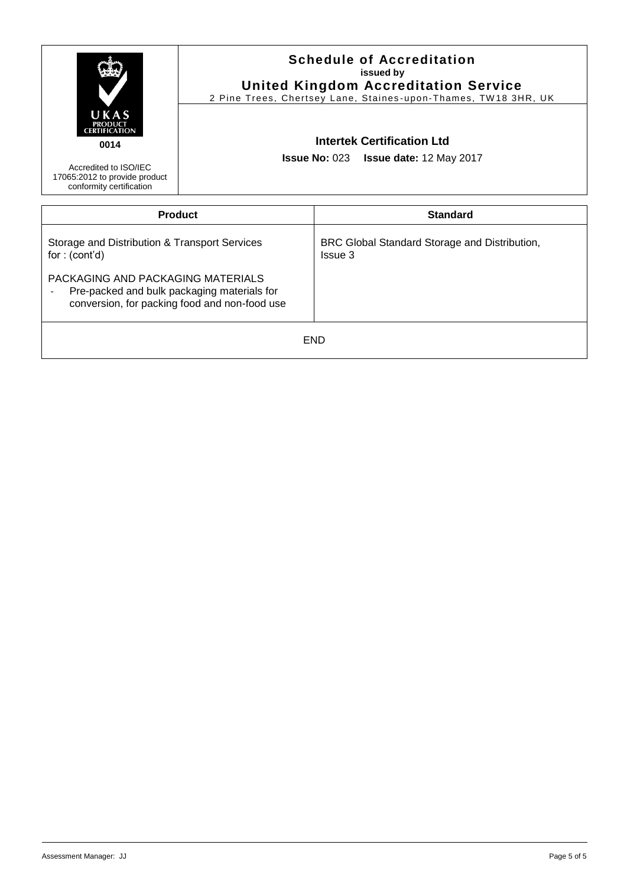**Schedule of Accreditation**
**issued by**
**United Kingdom Accreditation Service**
2 Pine Trees, Chertsey Lane, Staines-upon-Thames, TW18 3HR, UK

UKAS PRODUCT CERTIFICATION
**0014**

Accredited to ISO/IEC 17065:2012 to provide product conformity certification

**Intertek Certification Ltd**

**Issue No:** 023 **Issue date:** 12 May 2017

| Product | Standard |
| --- | --- |
| Storage and Distribution & Transport Services for : (cont'd)<br><br>PACKAGING AND PACKAGING MATERIALS<br>- Pre-packed and bulk packaging materials for conversion, for packing food and non-food use | BRC Global Standard Storage and Distribution, Issue 3 |

END

Assessment Manager: JJ